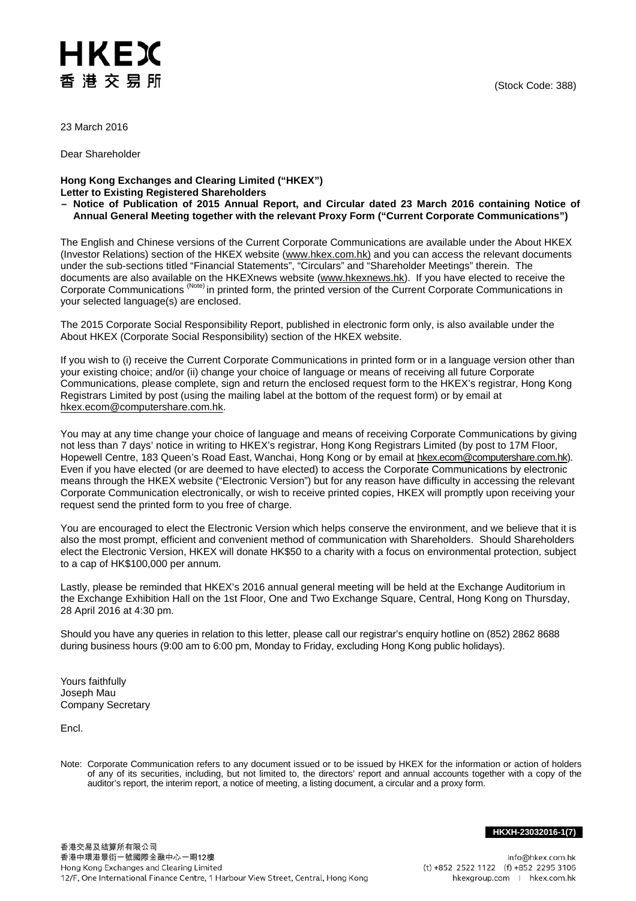HKEX
香港交易所

(Stock Code: 388)

23 March 2016

Dear Shareholder

**Hong Kong Exchanges and Clearing Limited ("HKEX")**
**Letter to Existing Registered Shareholders**
**– Notice of Publication of 2015 Annual Report, and Circular dated 23 March 2016 containing Notice of Annual General Meeting together with the relevant Proxy Form ("Current Corporate Communications")**

The English and Chinese versions of the Current Corporate Communications are available under the About HKEX (Investor Relations) section of the HKEX website (www.hkex.com.hk) and you can access the relevant documents under the sub-sections titled "Financial Statements", "Circulars" and "Shareholder Meetings" therein. The documents are also available on the HKEXnews website (www.hkexnews.hk). If you have elected to receive the Corporate Communications (Note) in printed form, the printed version of the Current Corporate Communications in your selected language(s) are enclosed.

The 2015 Corporate Social Responsibility Report, published in electronic form only, is also available under the About HKEX (Corporate Social Responsibility) section of the HKEX website.

If you wish to (i) receive the Current Corporate Communications in printed form or in a language version other than your existing choice; and/or (ii) change your choice of language or means of receiving all future Corporate Communications, please complete, sign and return the enclosed request form to the HKEX's registrar, Hong Kong Registrars Limited by post (using the mailing label at the bottom of the request form) or by email at hkex.ecom@computershare.com.hk.

You may at any time change your choice of language and means of receiving Corporate Communications by giving not less than 7 days' notice in writing to HKEX's registrar, Hong Kong Registrars Limited (by post to 17M Floor, Hopewell Centre, 183 Queen's Road East, Wanchai, Hong Kong or by email at hkex.ecom@computershare.com.hk). Even if you have elected (or are deemed to have elected) to access the Corporate Communications by electronic means through the HKEX website ("Electronic Version") but for any reason have difficulty in accessing the relevant Corporate Communication electronically, or wish to receive printed copies, HKEX will promptly upon receiving your request send the printed form to you free of charge.

You are encouraged to elect the Electronic Version which helps conserve the environment, and we believe that it is also the most prompt, efficient and convenient method of communication with Shareholders. Should Shareholders elect the Electronic Version, HKEX will donate HK$50 to a charity with a focus on environmental protection, subject to a cap of HK$100,000 per annum.

Lastly, please be reminded that HKEX's 2016 annual general meeting will be held at the Exchange Auditorium in the Exchange Exhibition Hall on the 1st Floor, One and Two Exchange Square, Central, Hong Kong on Thursday, 28 April 2016 at 4:30 pm.

Should you have any queries in relation to this letter, please call our registrar's enquiry hotline on (852) 2862 8688 during business hours (9:00 am to 6:00 pm, Monday to Friday, excluding Hong Kong public holidays).

Yours faithfully
Joseph Mau
Company Secretary

Encl.

Note: Corporate Communication refers to any document issued or to be issued by HKEX for the information or action of holders of any of its securities, including, but not limited to, the directors' report and annual accounts together with a copy of the auditor's report, the interim report, a notice of meeting, a listing document, a circular and a proxy form.

HKXH-23032016-1(7)

香港交易及結算所有限公司
香港中環港景街一號國際金融中心一期12樓
Hong Kong Exchanges and Clearing Limited
12/F, One International Finance Centre, 1 Harbour View Street, Central, Hong Kong

info@hkex.com.hk
(t) +852 2522 1122 (f) +852 2295 3106
hkexgroup.com | hkex.com.hk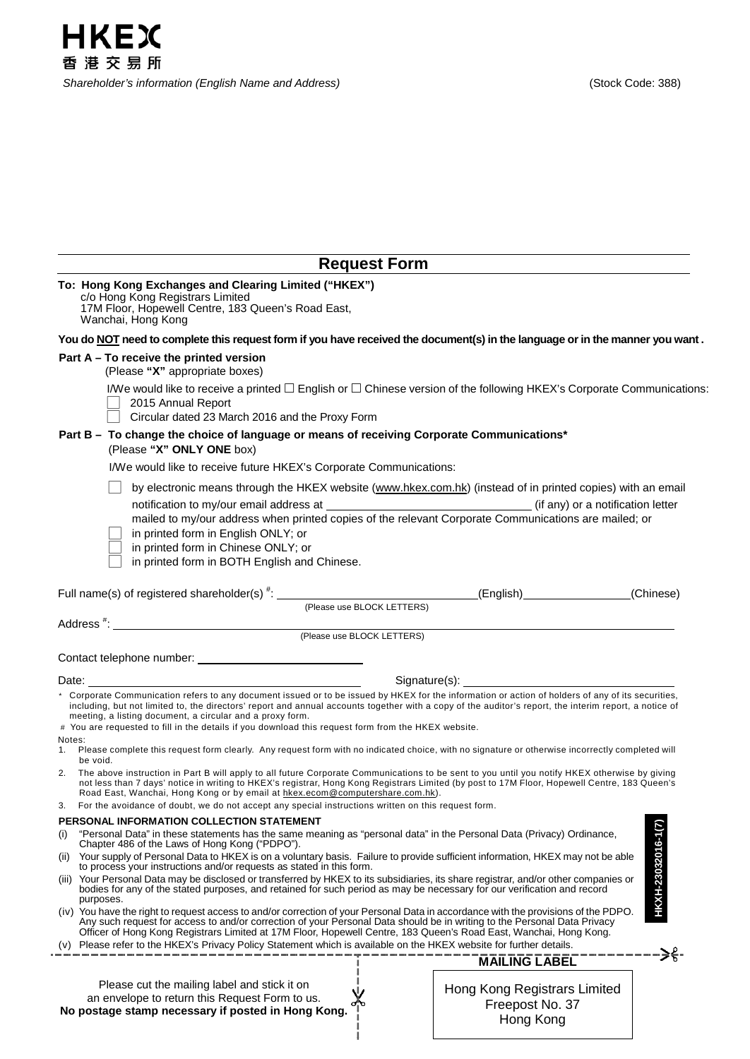HKEX
香港交易所

*Shareholder's information (English Name and Address)* (Stock Code: 388)

## Request Form

**To: Hong Kong Exchanges and Clearing Limited ("HKEX")**
c/o Hong Kong Registrars Limited
17M Floor, Hopewell Centre, 183 Queen's Road East,
Wanchai, Hong Kong

**You do NOT need to complete this request form if you have received the document(s) in the language or in the manner you want.**

**Part A – To receive the printed version**
(Please **"X"** appropriate boxes)

I/We would like to receive a printed ☐ English or ☐ Chinese version of the following HKEX's Corporate Communications:

- ☐ 2015 Annual Report
- ☐ Circular dated 23 March 2016 and the Proxy Form

**Part B – To change the choice of language or means of receiving Corporate Communications***
(Please **"X" ONLY ONE** box)

I/We would like to receive future HKEX's Corporate Communications:

- ☐ by electronic means through the HKEX website (www.hkex.com.hk) (instead of in printed copies) with an email notification to my/our email address at ______________________ (if any) or a notification letter mailed to my/our address when printed copies of the relevant Corporate Communications are mailed; or
- ☐ in printed form in English ONLY; or
- ☐ in printed form in Chinese ONLY; or
- ☐ in printed form in BOTH English and Chinese.

Full name(s) of registered shareholder(s) #: ______________________ (English) ______________ (Chinese)
(Please use BLOCK LETTERS)

Address #: ____________________________________________
(Please use BLOCK LETTERS)

Contact telephone number: ______________________

Date: ______________________ Signature(s): ______________________

\* Corporate Communication refers to any document issued or to be issued by HKEX for the information or action of holders of any of its securities, including, but not limited to, the directors' report and annual accounts together with a copy of the auditor's report, the interim report, a notice of meeting, a listing document, a circular and a proxy form.

\# You are requested to fill in the details if you download this request form from the HKEX website.

Notes:

1. Please complete this request form clearly. Any request form with no indicated choice, with no signature or otherwise incorrectly completed will be void.
2. The above instruction in Part B will apply to all future Corporate Communications to be sent to you until you notify HKEX otherwise by giving not less than 7 days' notice in writing to HKEX's registrar, Hong Kong Registrars Limited (by post to 17M Floor, Hopewell Centre, 183 Queen's Road East, Wanchai, Hong Kong or by email at hkex.ecom@computershare.com.hk).
3. For the avoidance of doubt, we do not accept any special instructions written on this request form.

**PERSONAL INFORMATION COLLECTION STATEMENT**

(i) "Personal Data" in these statements has the same meaning as "personal data" in the Personal Data (Privacy) Ordinance, Chapter 486 of the Laws of Hong Kong ("PDPO").

(ii) Your supply of Personal Data to HKEX is on a voluntary basis. Failure to provide sufficient information, HKEX may not be able to process your instructions and/or requests as stated in this form.

(iii) Your Personal Data may be disclosed or transferred by HKEX to its subsidiaries, its share registrar, and/or other companies or bodies for any of the stated purposes, and retained for such period as may be necessary for our verification and record purposes.

(iv) You have the right to request access to and/or correction of your Personal Data in accordance with the provisions of the PDPO. Any such request for access to and/or correction of your Personal Data should be in writing to the Personal Data Privacy Officer of Hong Kong Registrars Limited at 17M Floor, Hopewell Centre, 183 Queen's Road East, Wanchai, Hong Kong.

(v) Please refer to the HKEX's Privacy Policy Statement which is available on the HKEX website for further details.

HKXH-23032016-1(7)

Please cut the mailing label and stick it on an envelope to return this Request Form to us.
**No postage stamp necessary if posted in Hong Kong.**

**MAILING LABEL**

Hong Kong Registrars Limited
Freepost No. 37
Hong Kong